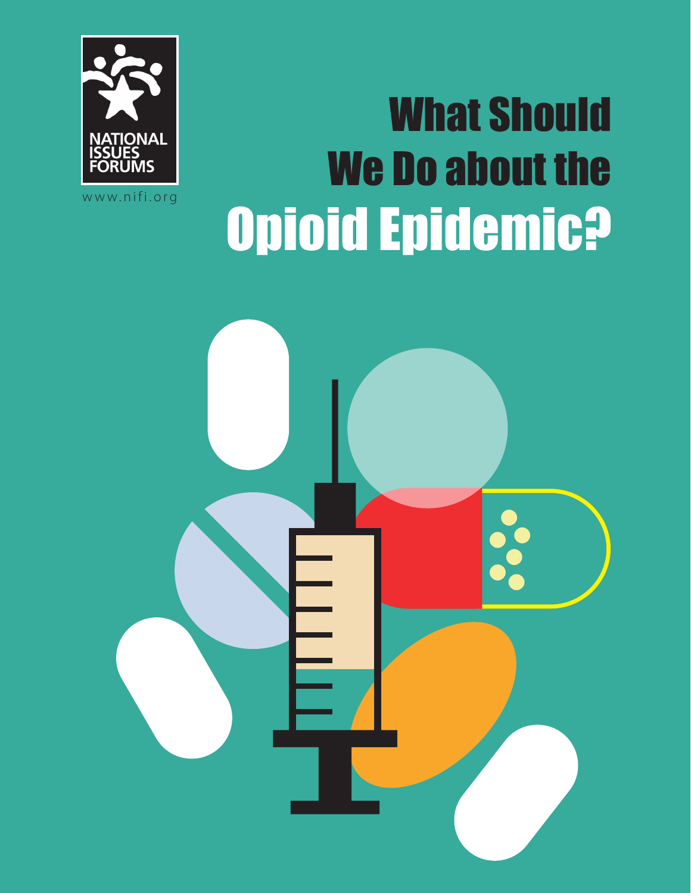NATIONAL ISSUES FORUMS

www.nifi.org

# What Should We Do about the Opioid Epidemic?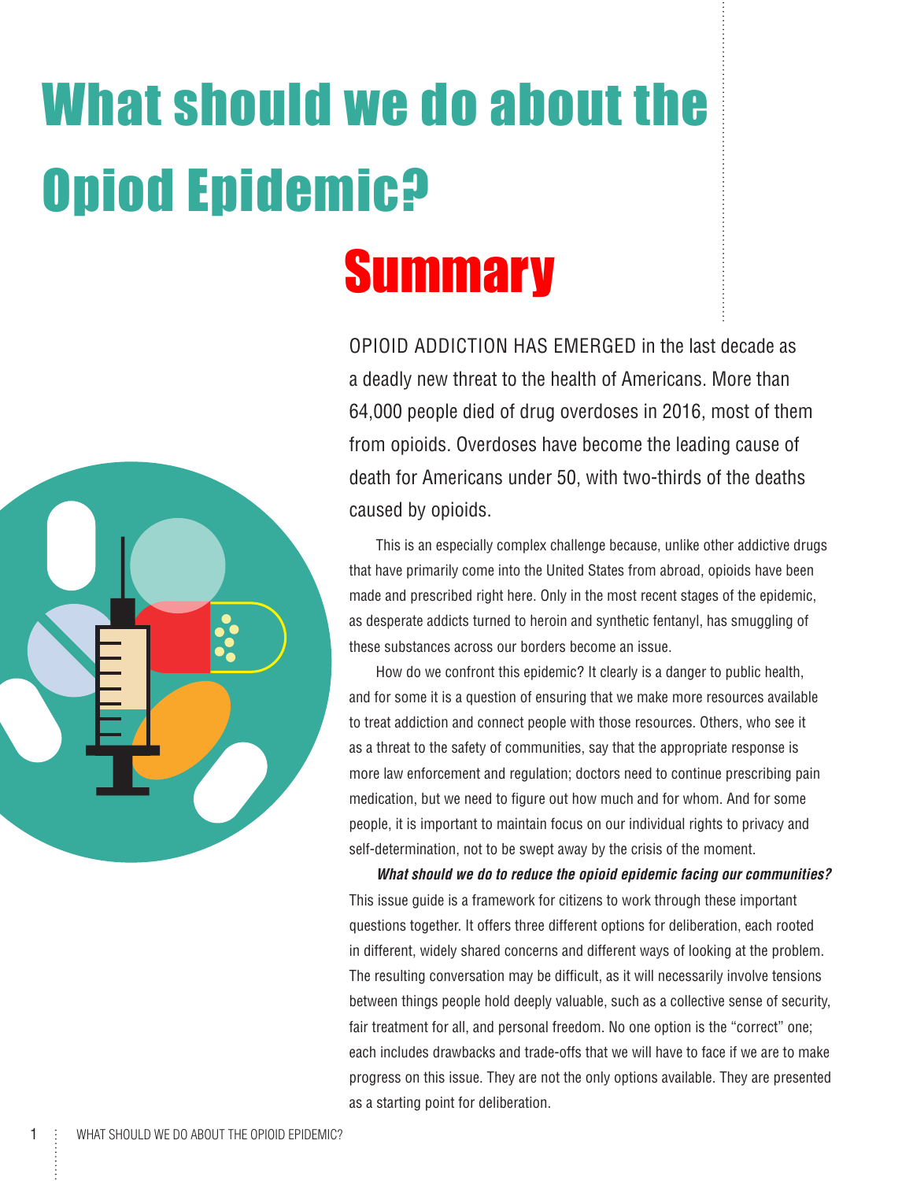# What should we do about the Opiod Epidemic?

## Summary

OPIOID ADDICTION HAS EMERGED in the last decade as a deadly new threat to the health of Americans. More than 64,000 people died of drug overdoses in 2016, most of them from opioids. Overdoses have become the leading cause of death for Americans under 50, with two-thirds of the deaths caused by opioids.

This is an especially complex challenge because, unlike other addictive drugs that have primarily come into the United States from abroad, opioids have been made and prescribed right here. Only in the most recent stages of the epidemic, as desperate addicts turned to heroin and synthetic fentanyl, has smuggling of these substances across our borders become an issue.

How do we confront this epidemic? It clearly is a danger to public health, and for some it is a question of ensuring that we make more resources available to treat addiction and connect people with those resources. Others, who see it as a threat to the safety of communities, say that the appropriate response is more law enforcement and regulation; doctors need to continue prescribing pain medication, but we need to figure out how much and for whom. And for some people, it is important to maintain focus on our individual rights to privacy and self-determination, not to be swept away by the crisis of the moment.

***What should we do to reduce the opioid epidemic facing our communities?*** This issue guide is a framework for citizens to work through these important questions together. It offers three different options for deliberation, each rooted in different, widely shared concerns and different ways of looking at the problem. The resulting conversation may be difficult, as it will necessarily involve tensions between things people hold deeply valuable, such as a collective sense of security, fair treatment for all, and personal freedom. No one option is the "correct" one; each includes drawbacks and trade-offs that we will have to face if we are to make progress on this issue. They are not the only options available. They are presented as a starting point for deliberation.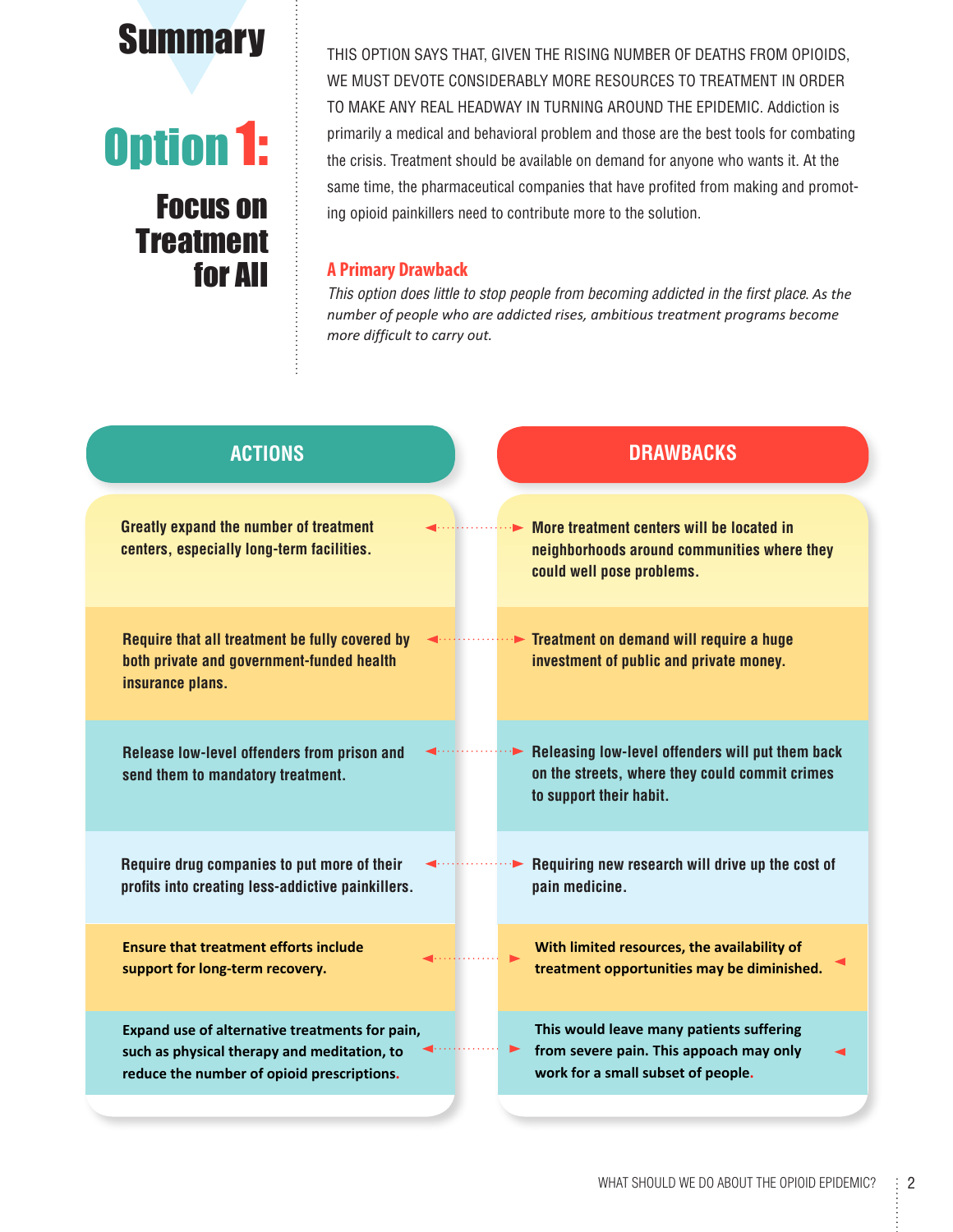# Summary

## Option 1: Focus on Treatment for All

THIS OPTION SAYS THAT, GIVEN THE RISING NUMBER OF DEATHS FROM OPIOIDS, WE MUST DEVOTE CONSIDERABLY MORE RESOURCES TO TREATMENT IN ORDER TO MAKE ANY REAL HEADWAY IN TURNING AROUND THE EPIDEMIC. Addiction is primarily a medical and behavioral problem and those are the best tools for combating the crisis. Treatment should be available on demand for anyone who wants it. At the same time, the pharmaceutical companies that have profited from making and promoting opioid painkillers need to contribute more to the solution.

### A Primary Drawback

*This option does little to stop people from becoming addicted in the first place. As the number of people who are addicted rises, ambitious treatment programs become more difficult to carry out.*

| ACTIONS | DRAWBACKS |
| --- | --- |
| Greatly expand the number of treatment centers, especially long-term facilities. | More treatment centers will be located in neighborhoods around communities where they could well pose problems. |
| Require that all treatment be fully covered by both private and government-funded health insurance plans. | Treatment on demand will require a huge investment of public and private money. |
| Release low-level offenders from prison and send them to mandatory treatment. | Releasing low-level offenders will put them back on the streets, where they could commit crimes to support their habit. |
| Require drug companies to put more of their profits into creating less-addictive painkillers. | Requiring new research will drive up the cost of pain medicine. |
| Ensure that treatment efforts include support for long-term recovery. | With limited resources, the availability of treatment opportunities may be diminished. |
| Expand use of alternative treatments for pain, such as physical therapy and meditation, to reduce the number of opioid prescriptions. | This would leave many patients suffering from severe pain. This appoach may only work for a small subset of people. |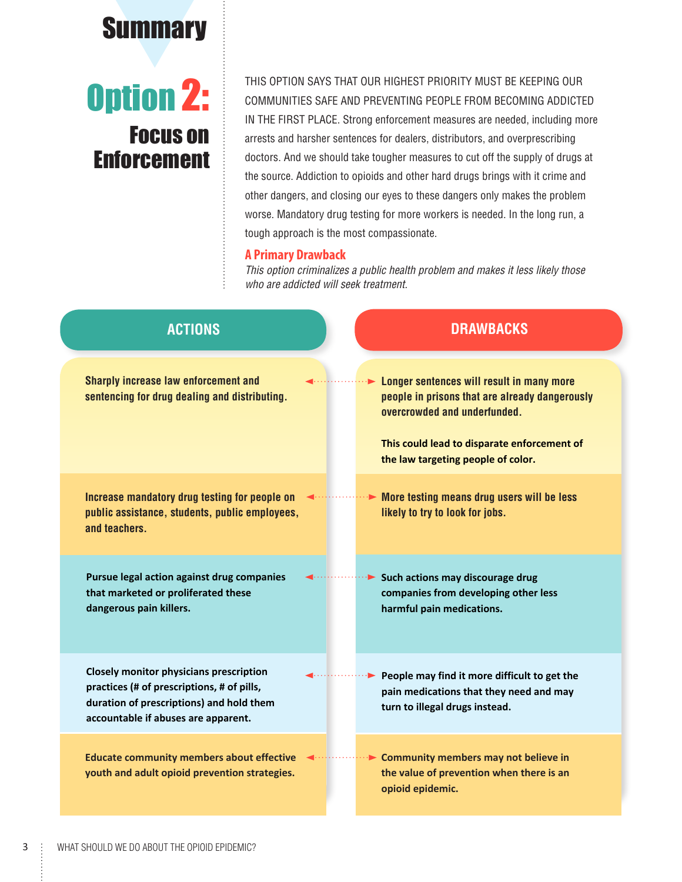# Summary

## Option 2: Focus on Enforcement

THIS OPTION SAYS THAT OUR HIGHEST PRIORITY MUST BE KEEPING OUR COMMUNITIES SAFE AND PREVENTING PEOPLE FROM BECOMING ADDICTED IN THE FIRST PLACE. Strong enforcement measures are needed, including more arrests and harsher sentences for dealers, distributors, and overprescribing doctors. And we should take tougher measures to cut off the supply of drugs at the source. Addiction to opioids and other hard drugs brings with it crime and other dangers, and closing our eyes to these dangers only makes the problem worse. Mandatory drug testing for more workers is needed. In the long run, a tough approach is the most compassionate.

### A Primary Drawback

*This option criminalizes a public health problem and makes it less likely those who are addicted will seek treatment.*

| ACTIONS | DRAWBACKS |
|---|---|
| **Sharply increase law enforcement and sentencing for drug dealing and distributing.** | **Longer sentences will result in many more people in prisons that are already dangerously overcrowded and underfunded.** <br> **This could lead to disparate enforcement of the law targeting people of color.** |
| **Increase mandatory drug testing for people on public assistance, students, public employees, and teachers.** | **More testing means drug users will be less likely to try to look for jobs.** |
| **Pursue legal action against drug companies that marketed or proliferated these dangerous pain killers.** | **Such actions may discourage drug companies from developing other less harmful pain medications.** |
| **Closely monitor physicians prescription practices (# of prescriptions, # of pills, duration of prescriptions) and hold them accountable if abuses are apparent.** | **People may find it more difficult to get the pain medications that they need and may turn to illegal drugs instead.** |
| **Educate community members about effective youth and adult opioid prevention strategies.** | **Community members may not believe in the value of prevention when there is an opioid epidemic.** |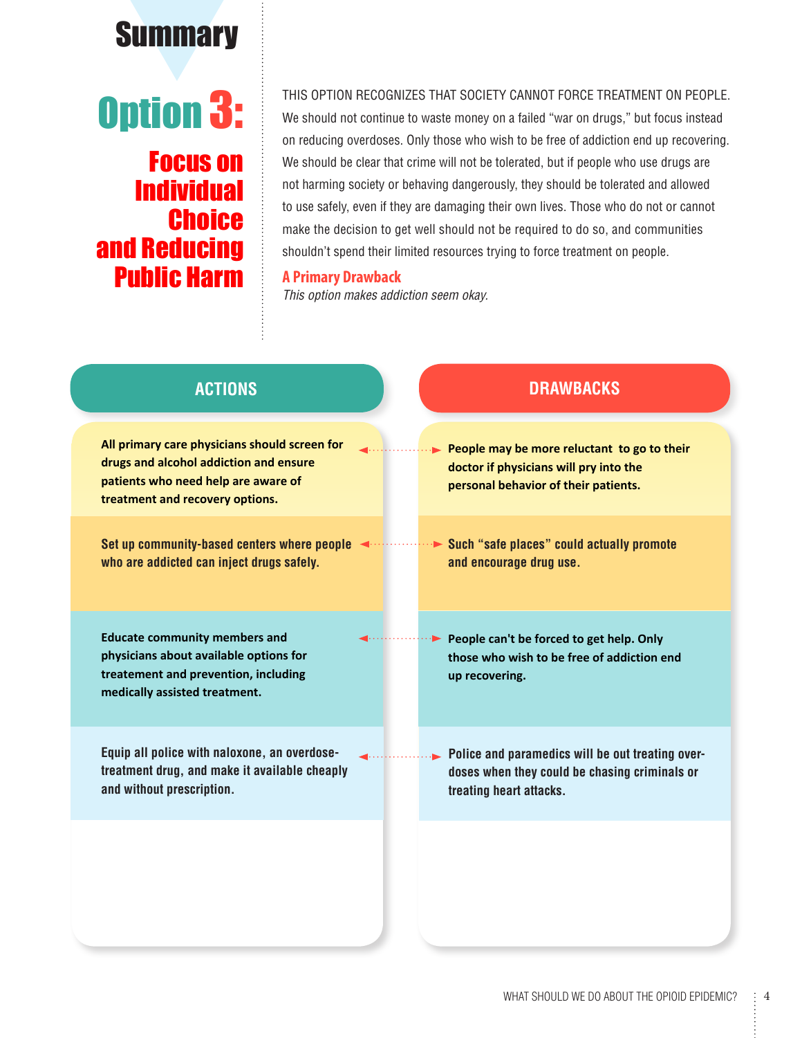# Summary

## Option 3: Focus on Individual Choice and Reducing Public Harm

THIS OPTION RECOGNIZES THAT SOCIETY CANNOT FORCE TREATMENT ON PEOPLE. We should not continue to waste money on a failed "war on drugs," but focus instead on reducing overdoses. Only those who wish to be free of addiction end up recovering. We should be clear that crime will not be tolerated, but if people who use drugs are not harming society or behaving dangerously, they should be tolerated and allowed to use safely, even if they are damaging their own lives. Those who do not or cannot make the decision to get well should not be required to do so, and communities shouldn't spend their limited resources trying to force treatment on people.

### A Primary Drawback

*This option makes addiction seem okay.*

| ACTIONS | DRAWBACKS |
| --- | --- |
| **All primary care physicians should screen for drugs and alcohol addiction and ensure patients who need help are aware of treatment and recovery options.** | **People may be more reluctant to go to their doctor if physicians will pry into the personal behavior of their patients.** |
| **Set up community-based centers where people who are addicted can inject drugs safely.** | **Such "safe places" could actually promote and encourage drug use.** |
| **Educate community members and physicians about available options for treatement and prevention, including medically assisted treatment.** | **People can't be forced to get help. Only those who wish to be free of addiction end up recovering.** |
| **Equip all police with naloxone, an overdose-treatment drug, and make it available cheaply and without prescription.** | **Police and paramedics will be out treating over-doses when they could be chasing criminals or treating heart attacks.** |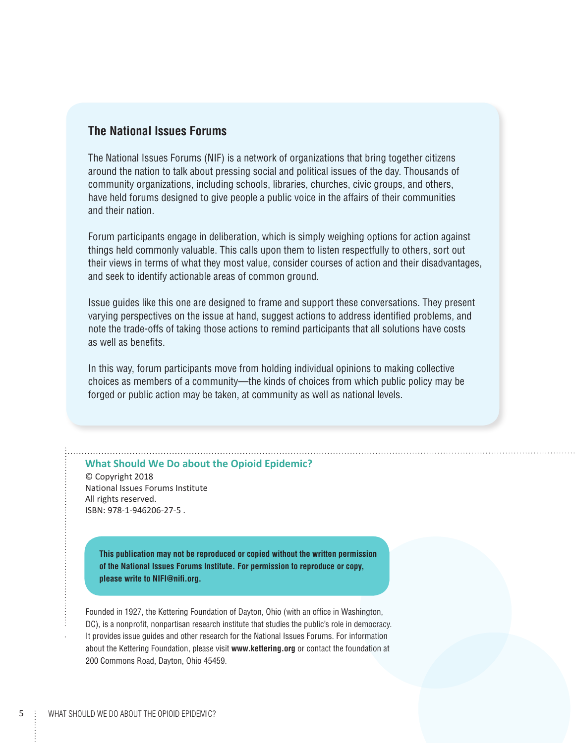## The National Issues Forums

The National Issues Forums (NIF) is a network of organizations that bring together citizens around the nation to talk about pressing social and political issues of the day. Thousands of community organizations, including schools, libraries, churches, civic groups, and others, have held forums designed to give people a public voice in the affairs of their communities and their nation.

Forum participants engage in deliberation, which is simply weighing options for action against things held commonly valuable. This calls upon them to listen respectfully to others, sort out their views in terms of what they most value, consider courses of action and their disadvantages, and seek to identify actionable areas of common ground.

Issue guides like this one are designed to frame and support these conversations. They present varying perspectives on the issue at hand, suggest actions to address identified problems, and note the trade-offs of taking those actions to remind participants that all solutions have costs as well as benefits.

In this way, forum participants move from holding individual opinions to making collective choices as members of a community—the kinds of choices from which public policy may be forged or public action may be taken, at community as well as national levels.

**What Should We Do about the Opioid Epidemic?**

© Copyright 2018
National Issues Forums Institute
All rights reserved.
ISBN: 978-1-946206-27-5 .

**This publication may not be reproduced or copied without the written permission of the National Issues Forums Institute. For permission to reproduce or copy, please write to NIFI@nifi.org.**

Founded in 1927, the Kettering Foundation of Dayton, Ohio (with an office in Washington, DC), is a nonprofit, nonpartisan research institute that studies the public's role in democracy. It provides issue guides and other research for the National Issues Forums. For information about the Kettering Foundation, please visit **www.kettering.org** or contact the foundation at 200 Commons Road, Dayton, Ohio 45459.